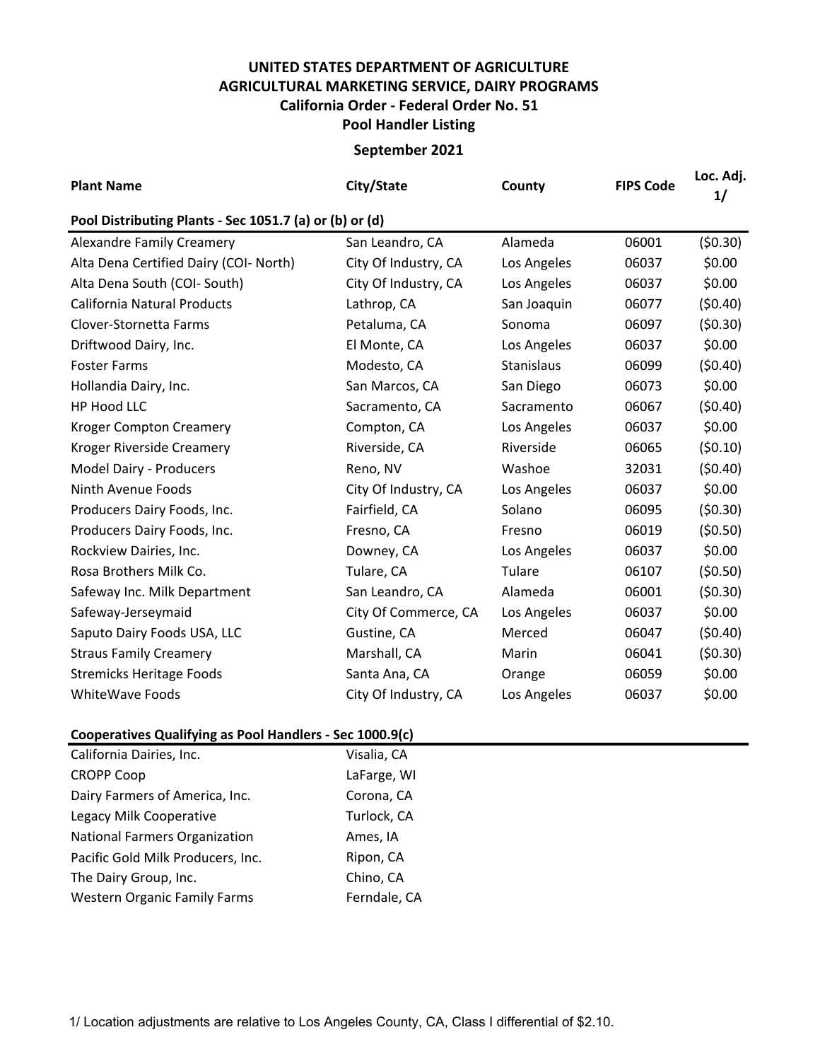# UNITED STATES DEPARTMENT OF AGRICULTURE
## AGRICULTURAL MARKETING SERVICE, DAIRY PROGRAMS
## California Order - Federal Order No. 51
## Pool Handler Listing

**September 2021**

| Plant Name | City/State | County | FIPS Code | Loc. Adj. 1/ |
|---|---|---|---|---|
| **Pool Distributing Plants - Sec 1051.7 (a) or (b) or (d)** | | | | |
| Alexandre Family Creamery | San Leandro, CA | Alameda | 06001 | ($0.30) |
| Alta Dena Certified Dairy (COI- North) | City Of Industry, CA | Los Angeles | 06037 | $0.00 |
| Alta Dena South (COI- South) | City Of Industry, CA | Los Angeles | 06037 | $0.00 |
| California Natural Products | Lathrop, CA | San Joaquin | 06077 | ($0.40) |
| Clover-Stornetta Farms | Petaluma, CA | Sonoma | 06097 | ($0.30) |
| Driftwood Dairy, Inc. | El Monte, CA | Los Angeles | 06037 | $0.00 |
| Foster Farms | Modesto, CA | Stanislaus | 06099 | ($0.40) |
| Hollandia Dairy, Inc. | San Marcos, CA | San Diego | 06073 | $0.00 |
| HP Hood LLC | Sacramento, CA | Sacramento | 06067 | ($0.40) |
| Kroger Compton Creamery | Compton, CA | Los Angeles | 06037 | $0.00 |
| Kroger Riverside Creamery | Riverside, CA | Riverside | 06065 | ($0.10) |
| Model Dairy - Producers | Reno, NV | Washoe | 32031 | ($0.40) |
| Ninth Avenue Foods | City Of Industry, CA | Los Angeles | 06037 | $0.00 |
| Producers Dairy Foods, Inc. | Fairfield, CA | Solano | 06095 | ($0.30) |
| Producers Dairy Foods, Inc. | Fresno, CA | Fresno | 06019 | ($0.50) |
| Rockview Dairies, Inc. | Downey, CA | Los Angeles | 06037 | $0.00 |
| Rosa Brothers Milk Co. | Tulare, CA | Tulare | 06107 | ($0.50) |
| Safeway Inc. Milk Department | San Leandro, CA | Alameda | 06001 | ($0.30) |
| Safeway-Jerseymaid | City Of Commerce, CA | Los Angeles | 06037 | $0.00 |
| Saputo Dairy Foods USA, LLC | Gustine, CA | Merced | 06047 | ($0.40) |
| Straus Family Creamery | Marshall, CA | Marin | 06041 | ($0.30) |
| Stremicks Heritage Foods | Santa Ana, CA | Orange | 06059 | $0.00 |
| WhiteWave Foods | City Of Industry, CA | Los Angeles | 06037 | $0.00 |

**Cooperatives Qualifying as Pool Handlers - Sec 1000.9(c)**

| Cooperative | City/State |
|---|---|
| California Dairies, Inc. | Visalia, CA |
| CROPP Coop | LaFarge, WI |
| Dairy Farmers of America, Inc. | Corona, CA |
| Legacy Milk Cooperative | Turlock, CA |
| National Farmers Organization | Ames, IA |
| Pacific Gold Milk Producers, Inc. | Ripon, CA |
| The Dairy Group, Inc. | Chino, CA |
| Western Organic Family Farms | Ferndale, CA |

1/ Location adjustments are relative to Los Angeles County, CA, Class I differential of $2.10.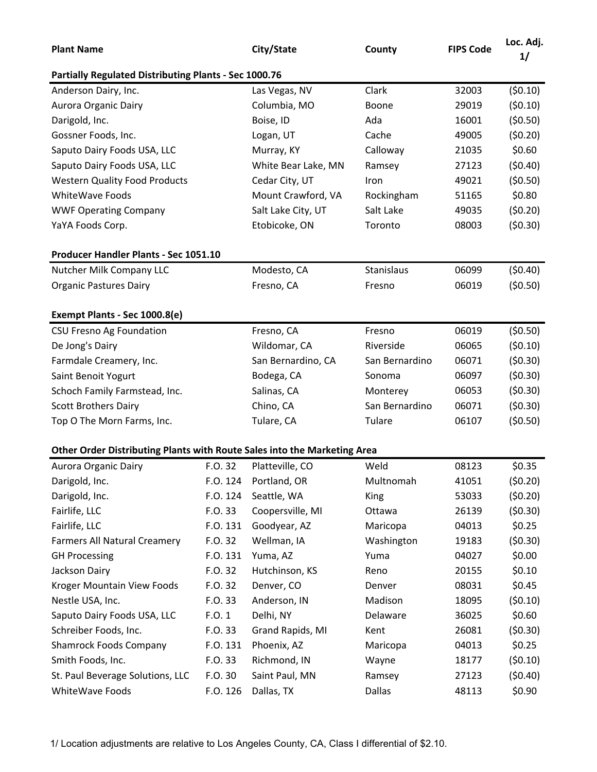| Plant Name | | City/State | County | FIPS Code | Loc. Adj. 1/ |
|---|---|---|---|---|---|
| **Partially Regulated Distributing Plants - Sec 1000.76** | | | | | |
| Anderson Dairy, Inc. | | Las Vegas, NV | Clark | 32003 | ($0.10) |
| Aurora Organic Dairy | | Columbia, MO | Boone | 29019 | ($0.10) |
| Darigold, Inc. | | Boise, ID | Ada | 16001 | ($0.50) |
| Gossner Foods, Inc. | | Logan, UT | Cache | 49005 | ($0.20) |
| Saputo Dairy Foods USA, LLC | | Murray, KY | Calloway | 21035 | $0.60 |
| Saputo Dairy Foods USA, LLC | | White Bear Lake, MN | Ramsey | 27123 | ($0.40) |
| Western Quality Food Products | | Cedar City, UT | Iron | 49021 | ($0.50) |
| WhiteWave Foods | | Mount Crawford, VA | Rockingham | 51165 | $0.80 |
| WWF Operating Company | | Salt Lake City, UT | Salt Lake | 49035 | ($0.20) |
| YaYA Foods Corp. | | Etobicoke, ON | Toronto | 08003 | ($0.30) |
| **Producer Handler Plants - Sec 1051.10** | | | | | |
| Nutcher Milk Company LLC | | Modesto, CA | Stanislaus | 06099 | ($0.40) |
| Organic Pastures Dairy | | Fresno, CA | Fresno | 06019 | ($0.50) |
| **Exempt Plants - Sec 1000.8(e)** | | | | | |
| CSU Fresno Ag Foundation | | Fresno, CA | Fresno | 06019 | ($0.50) |
| De Jong's Dairy | | Wildomar, CA | Riverside | 06065 | ($0.10) |
| Farmdale Creamery, Inc. | | San Bernardino, CA | San Bernardino | 06071 | ($0.30) |
| Saint Benoit Yogurt | | Bodega, CA | Sonoma | 06097 | ($0.30) |
| Schoch Family Farmstead, Inc. | | Salinas, CA | Monterey | 06053 | ($0.30) |
| Scott Brothers Dairy | | Chino, CA | San Bernardino | 06071 | ($0.30) |
| Top O The Morn Farms, Inc. | | Tulare, CA | Tulare | 06107 | ($0.50) |
| **Other Order Distributing Plants with Route Sales into the Marketing Area** | | | | | |
| Aurora Organic Dairy | F.O. 32 | Platteville, CO | Weld | 08123 | $0.35 |
| Darigold, Inc. | F.O. 124 | Portland, OR | Multnomah | 41051 | ($0.20) |
| Darigold, Inc. | F.O. 124 | Seattle, WA | King | 53033 | ($0.20) |
| Fairlife, LLC | F.O. 33 | Coopersville, MI | Ottawa | 26139 | ($0.30) |
| Fairlife, LLC | F.O. 131 | Goodyear, AZ | Maricopa | 04013 | $0.25 |
| Farmers All Natural Creamery | F.O. 32 | Wellman, IA | Washington | 19183 | ($0.30) |
| GH Processing | F.O. 131 | Yuma, AZ | Yuma | 04027 | $0.00 |
| Jackson Dairy | F.O. 32 | Hutchinson, KS | Reno | 20155 | $0.10 |
| Kroger Mountain View Foods | F.O. 32 | Denver, CO | Denver | 08031 | $0.45 |
| Nestle USA, Inc. | F.O. 33 | Anderson, IN | Madison | 18095 | ($0.10) |
| Saputo Dairy Foods USA, LLC | F.O. 1 | Delhi, NY | Delaware | 36025 | $0.60 |
| Schreiber Foods, Inc. | F.O. 33 | Grand Rapids, MI | Kent | 26081 | ($0.30) |
| Shamrock Foods Company | F.O. 131 | Phoenix, AZ | Maricopa | 04013 | $0.25 |
| Smith Foods, Inc. | F.O. 33 | Richmond, IN | Wayne | 18177 | ($0.10) |
| St. Paul Beverage Solutions, LLC | F.O. 30 | Saint Paul, MN | Ramsey | 27123 | ($0.40) |
| WhiteWave Foods | F.O. 126 | Dallas, TX | Dallas | 48113 | $0.90 |

1/ Location adjustments are relative to Los Angeles County, CA, Class I differential of $2.10.